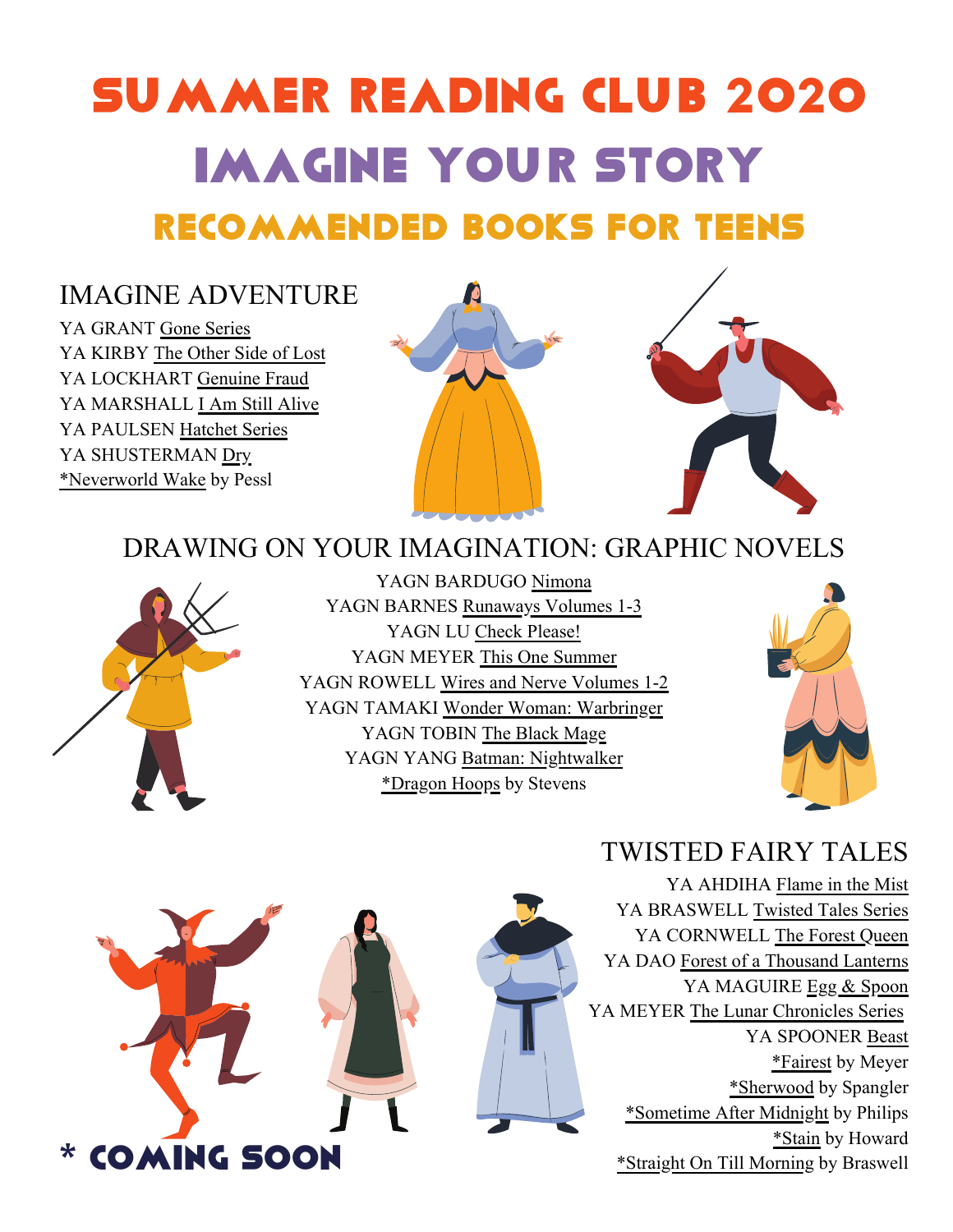# SUMMER READING CLUB 2020

# IMAGINE YOUR STORY

## RECOMMENDED BOOKS FOR TEENS

### IMAGINE ADVENTURE

YA GRANT Gone Series
YA KIRBY The Other Side of Lost
YA LOCKHART Genuine Fraud
YA MARSHALL I Am Still Alive
YA PAULSEN Hatchet Series
YA SHUSTERMAN Dry
*Neverworld Wake by Pessl

### DRAWING ON YOUR IMAGINATION: GRAPHIC NOVELS

YAGN BARDUGO Nimona
YAGN BARNES Runaways Volumes 1-3
YAGN LU Check Please!
YAGN MEYER This One Summer
YAGN ROWELL Wires and Nerve Volumes 1-2
YAGN TAMAKI Wonder Woman: Warbringer
YAGN TOBIN The Black Mage
YAGN YANG Batman: Nightwalker
*Dragon Hoops by Stevens

### TWISTED FAIRY TALES

YA AHDIHA Flame in the Mist
YA BRASWELL Twisted Tales Series
YA CORNWELL The Forest Queen
YA DAO Forest of a Thousand Lanterns
YA MAGUIRE Egg & Spoon
YA MEYER The Lunar Chronicles Series
YA SPOONER Beast
*Fairest by Meyer
*Sherwood by Spangler
*Sometime After Midnight by Philips
*Stain by Howard
*Straight On Till Morning by Braswell

\* COMING SOON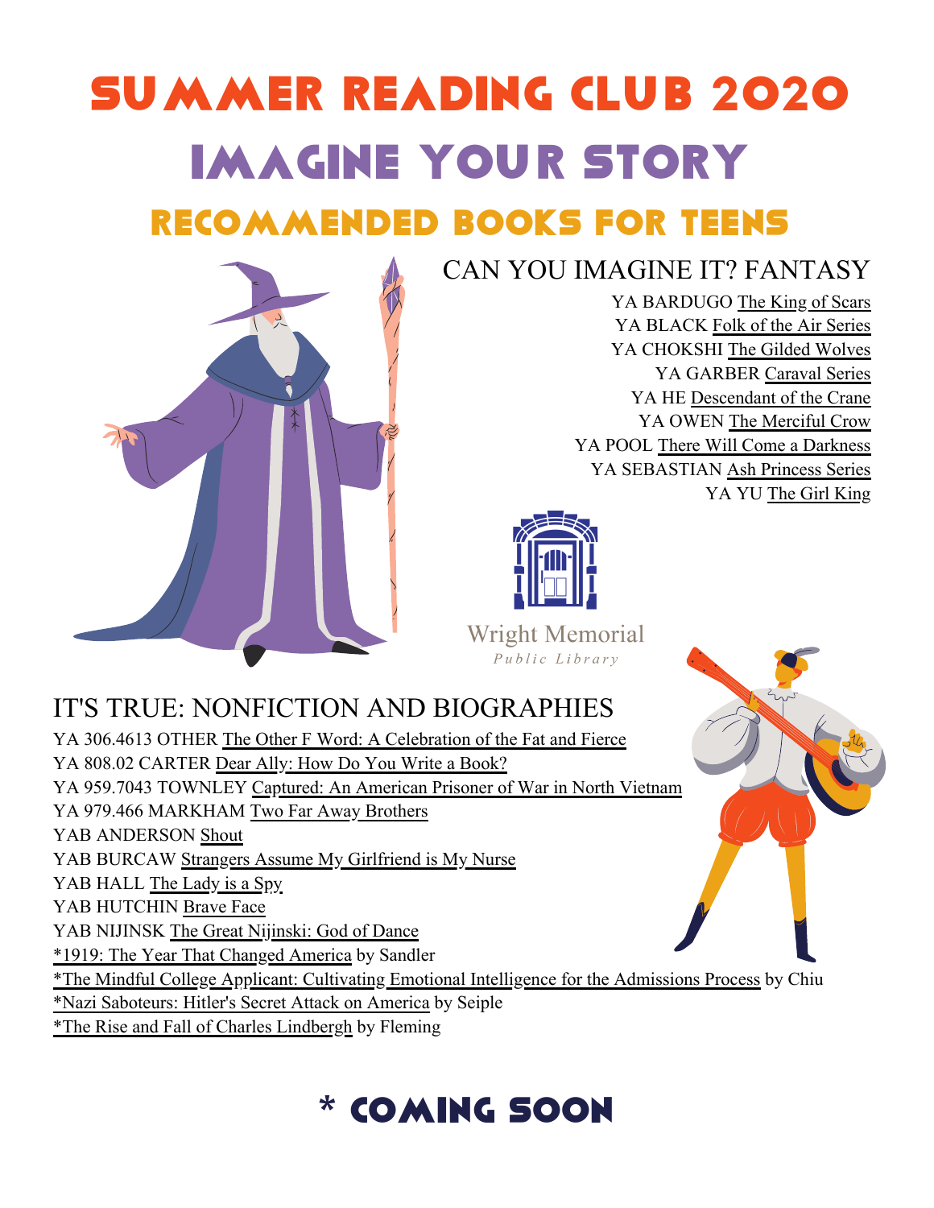# SUMMER READING CLUB 2020

# IMAGINE YOUR STORY

## RECOMMENDED BOOKS FOR TEENS

### CAN YOU IMAGINE IT? FANTASY

YA BARDUGO The King of Scars
YA BLACK Folk of the Air Series
YA CHOKSHI The Gilded Wolves
YA GARBER Caraval Series
YA HE Descendant of the Crane
YA OWEN The Merciful Crow
YA POOL There Will Come a Darkness
YA SEBASTIAN Ash Princess Series
YA YU The Girl King

Wright Memorial
Public Library

### IT'S TRUE: NONFICTION AND BIOGRAPHIES

YA 306.4613 OTHER The Other F Word: A Celebration of the Fat and Fierce
YA 808.02 CARTER Dear Ally: How Do You Write a Book?
YA 959.7043 TOWNLEY Captured: An American Prisoner of War in North Vietnam
YA 979.466 MARKHAM Two Far Away Brothers
YAB ANDERSON Shout
YAB BURCAW Strangers Assume My Girlfriend is My Nurse
YAB HALL The Lady is a Spy
YAB HUTCHIN Brave Face
YAB NIJINSK The Great Nijinski: God of Dance
*1919: The Year That Changed America by Sandler
*The Mindful College Applicant: Cultivating Emotional Intelligence for the Admissions Process by Chiu
*Nazi Saboteurs: Hitler's Secret Attack on America by Seiple
*The Rise and Fall of Charles Lindbergh by Fleming

## * COMING SOON